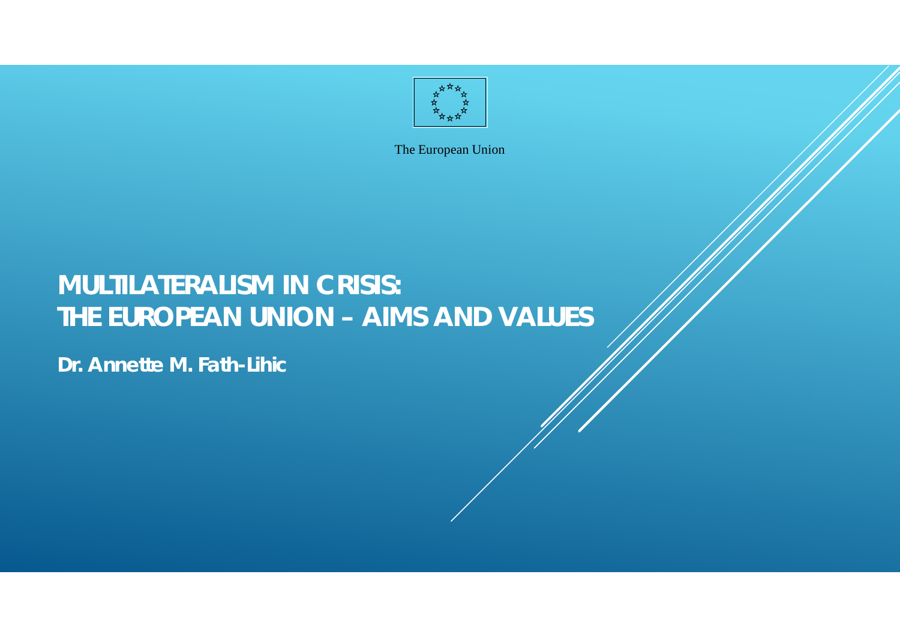The European Union

# MULTILATERALISM IN CRISIS: THE EUROPEAN UNION – AIMS AND VALUES

**Dr. Annette M. Fath-Lihic**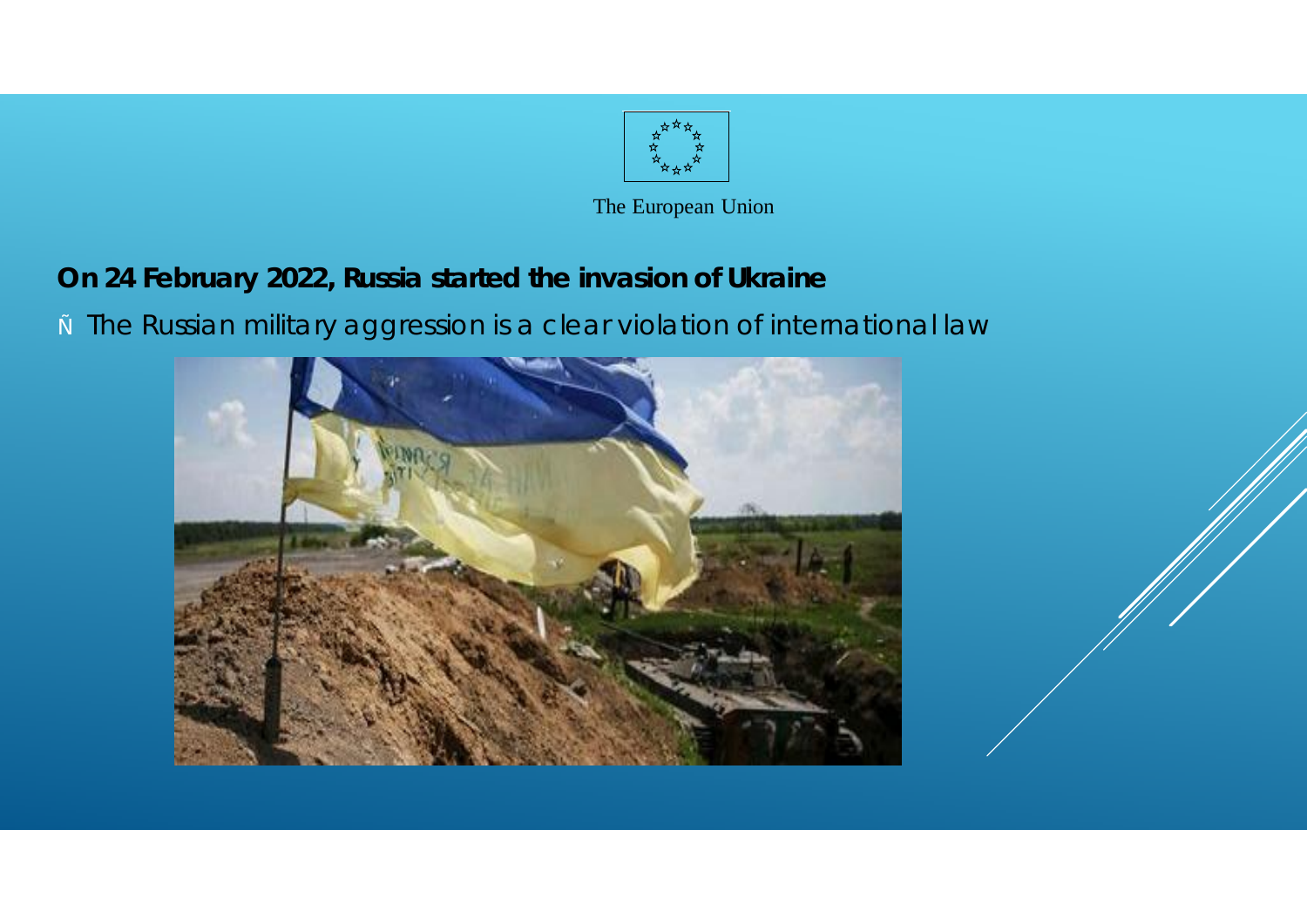The European Union

**On 24 February 2022, Russia started the invasion of Ukraine**

- The Russian military aggression is a clear violation of international law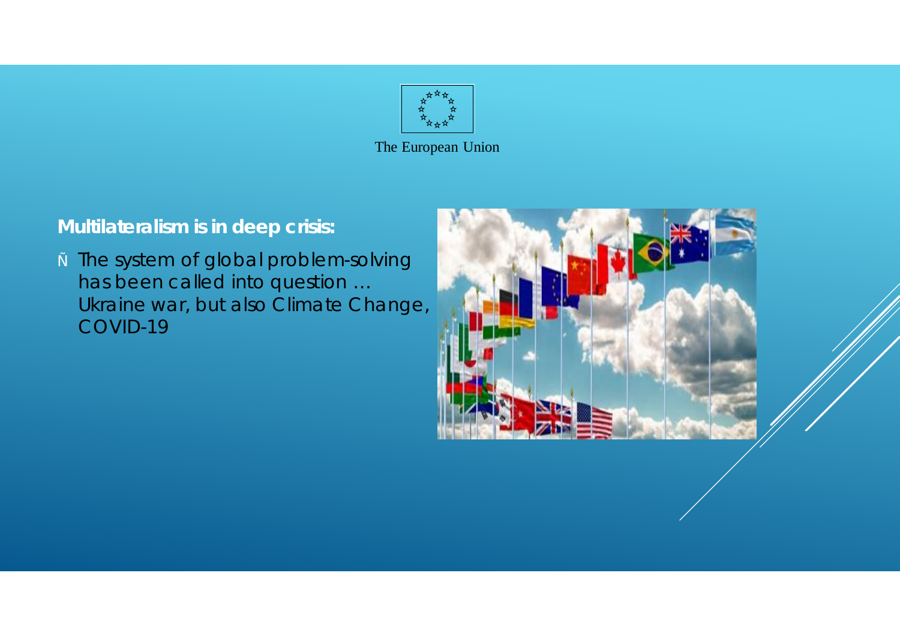The European Union

**Multilateralism is in deep crisis:**

- The system of global problem-solving has been called into question … Ukraine war, but also Climate Change, COVID-19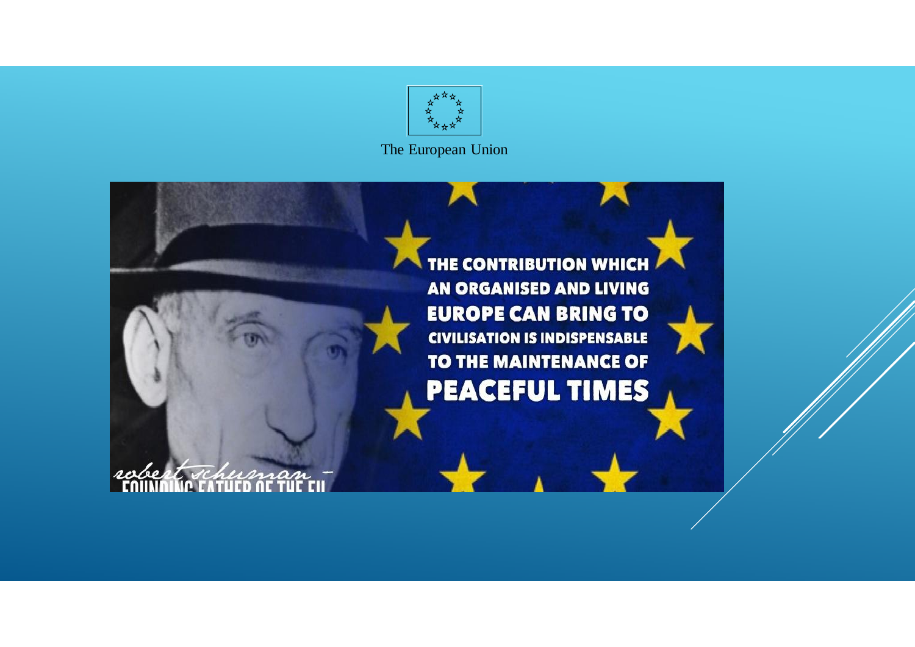The European Union

THE CONTRIBUTION WHICH AN ORGANISED AND LIVING EUROPE CAN BRING TO CIVILISATION IS INDISPENSABLE TO THE MAINTENANCE OF PEACEFUL TIMES

robert schuman – FOUNDING FATHER OF THE EU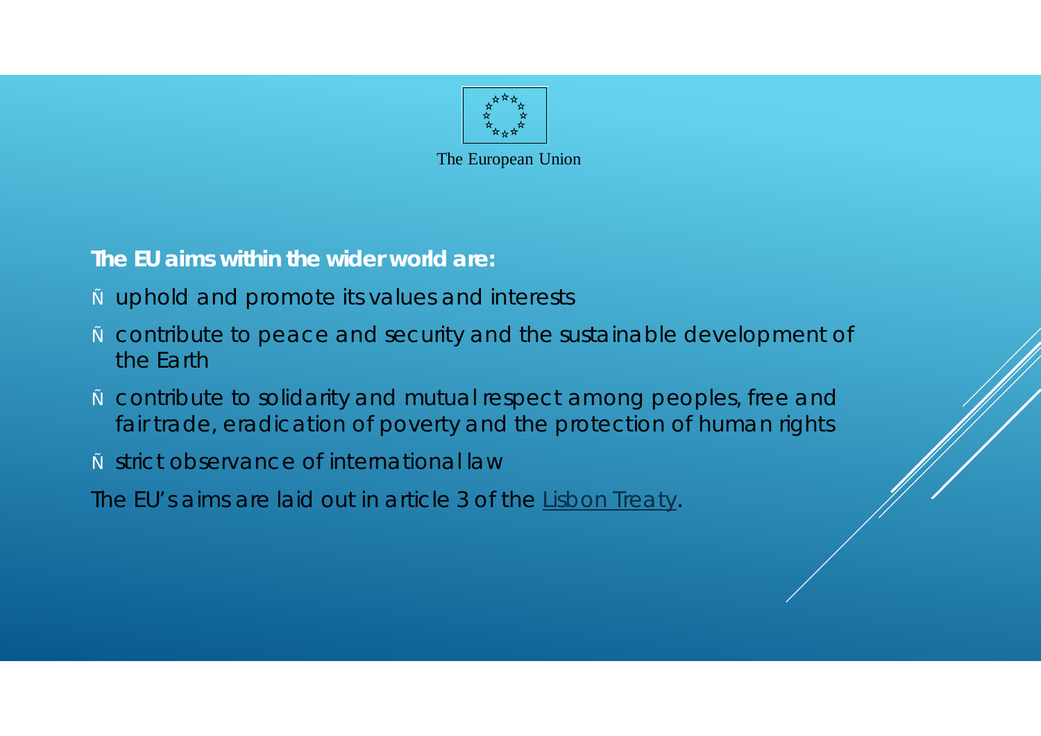The European Union

**The EU aims within the wider world are:**

- uphold and promote its values and interests
- contribute to peace and security and the sustainable development of the Earth
- contribute to solidarity and mutual respect among peoples, free and fair trade, eradication of poverty and the protection of human rights
- strict observance of international law

The EU's aims are laid out in article 3 of the Lisbon Treaty.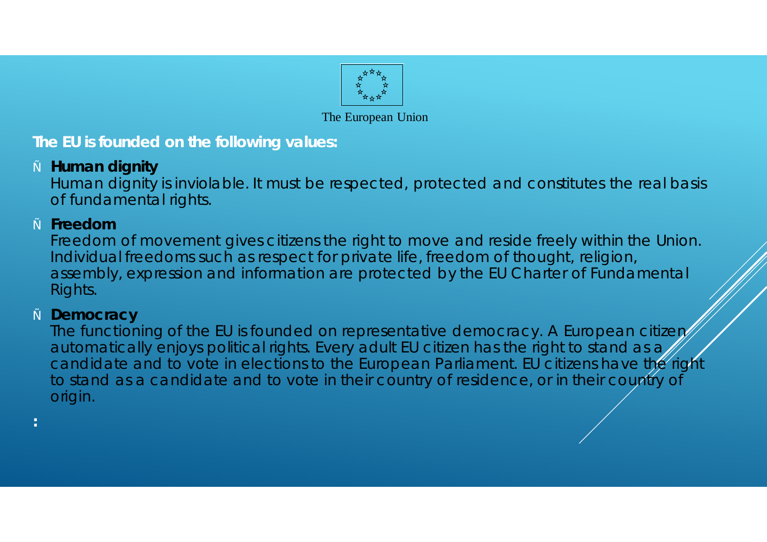The European Union

**The EU is founded on the following values:**

- **Human dignity**
  Human dignity is inviolable. It must be respected, protected and constitutes the real basis of fundamental rights.
- **Freedom**
  Freedom of movement gives citizens the right to move and reside freely within the Union. Individual freedoms such as respect for private life, freedom of thought, religion, assembly, expression and information are protected by the EU Charter of Fundamental Rights.
- **Democracy**
  The functioning of the EU is founded on representative democracy. A European citizen automatically enjoys political rights. Every adult EU citizen has the right to stand as a candidate and to vote in elections to the European Parliament. EU citizens have the right to stand as a candidate and to vote in their country of residence, or in their country of origin.

: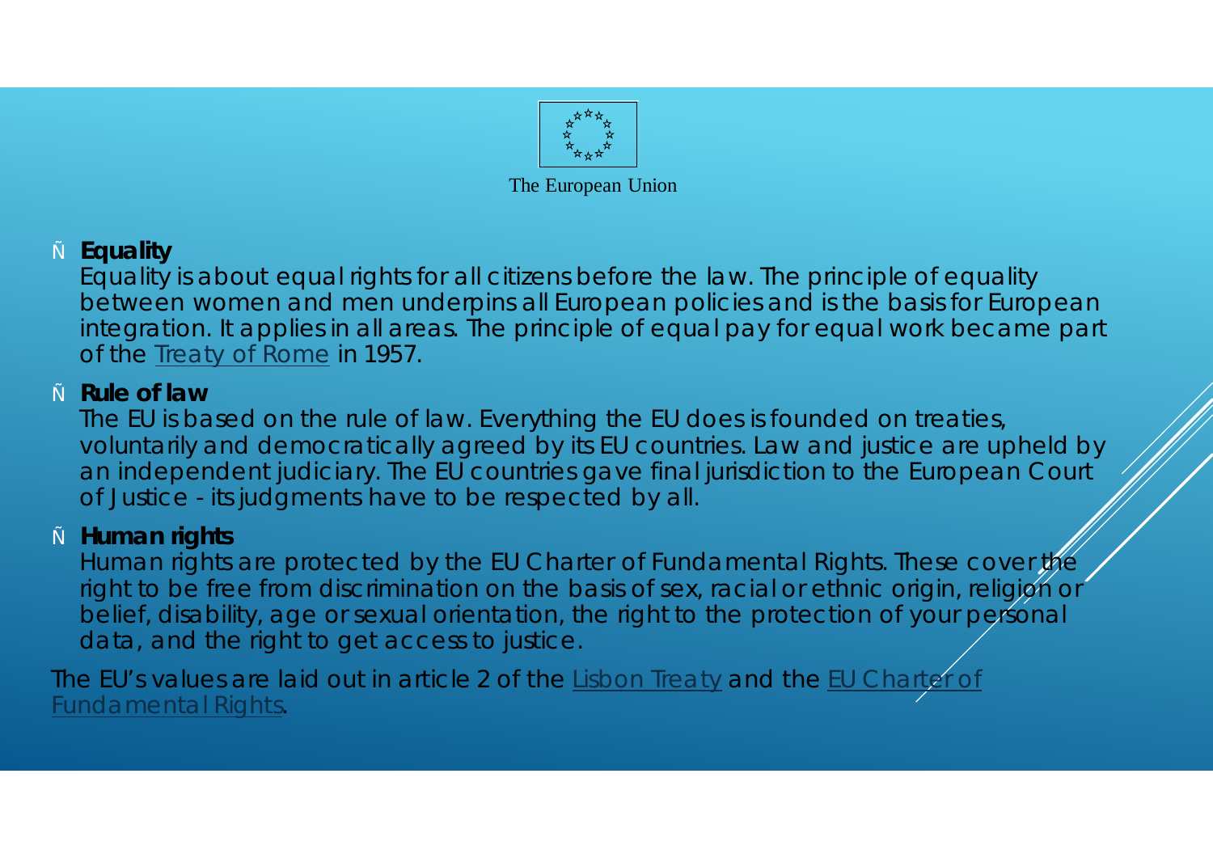The European Union

- **Equality**
  Equality is about equal rights for all citizens before the law. The principle of equality between women and men underpins all European policies and is the basis for European integration. It applies in all areas. The principle of equal pay for equal work became part of the Treaty of Rome in 1957.

- **Rule of law**
  The EU is based on the rule of law. Everything the EU does is founded on treaties, voluntarily and democratically agreed by its EU countries. Law and justice are upheld by an independent judiciary. The EU countries gave final jurisdiction to the European Court of Justice - its judgments have to be respected by all.

- **Human rights**
  Human rights are protected by the EU Charter of Fundamental Rights. These cover the right to be free from discrimination on the basis of sex, racial or ethnic origin, religion or belief, disability, age or sexual orientation, the right to the protection of your personal data, and the right to get access to justice.

The EU's values are laid out in article 2 of the Lisbon Treaty and the EU Charter of Fundamental Rights.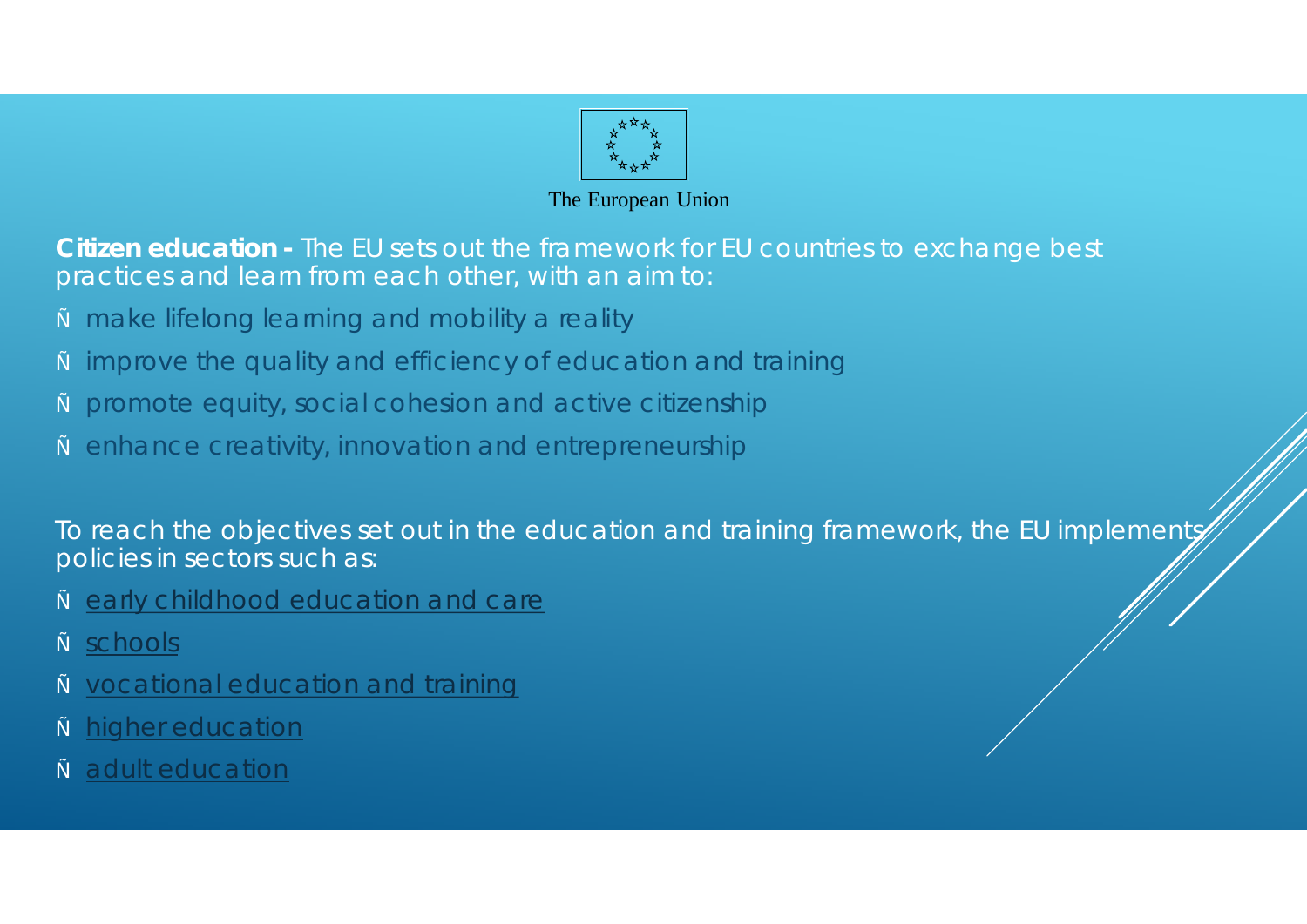The European Union

**Citizen education -** The EU sets out the framework for EU countries to exchange best practices and learn from each other, with an aim to:

- make lifelong learning and mobility a reality
- improve the quality and efficiency of education and training
- promote equity, social cohesion and active citizenship
- enhance creativity, innovation and entrepreneurship

To reach the objectives set out in the education and training framework, the EU implements policies in sectors such as:

- early childhood education and care
- schools
- vocational education and training
- higher education
- adult education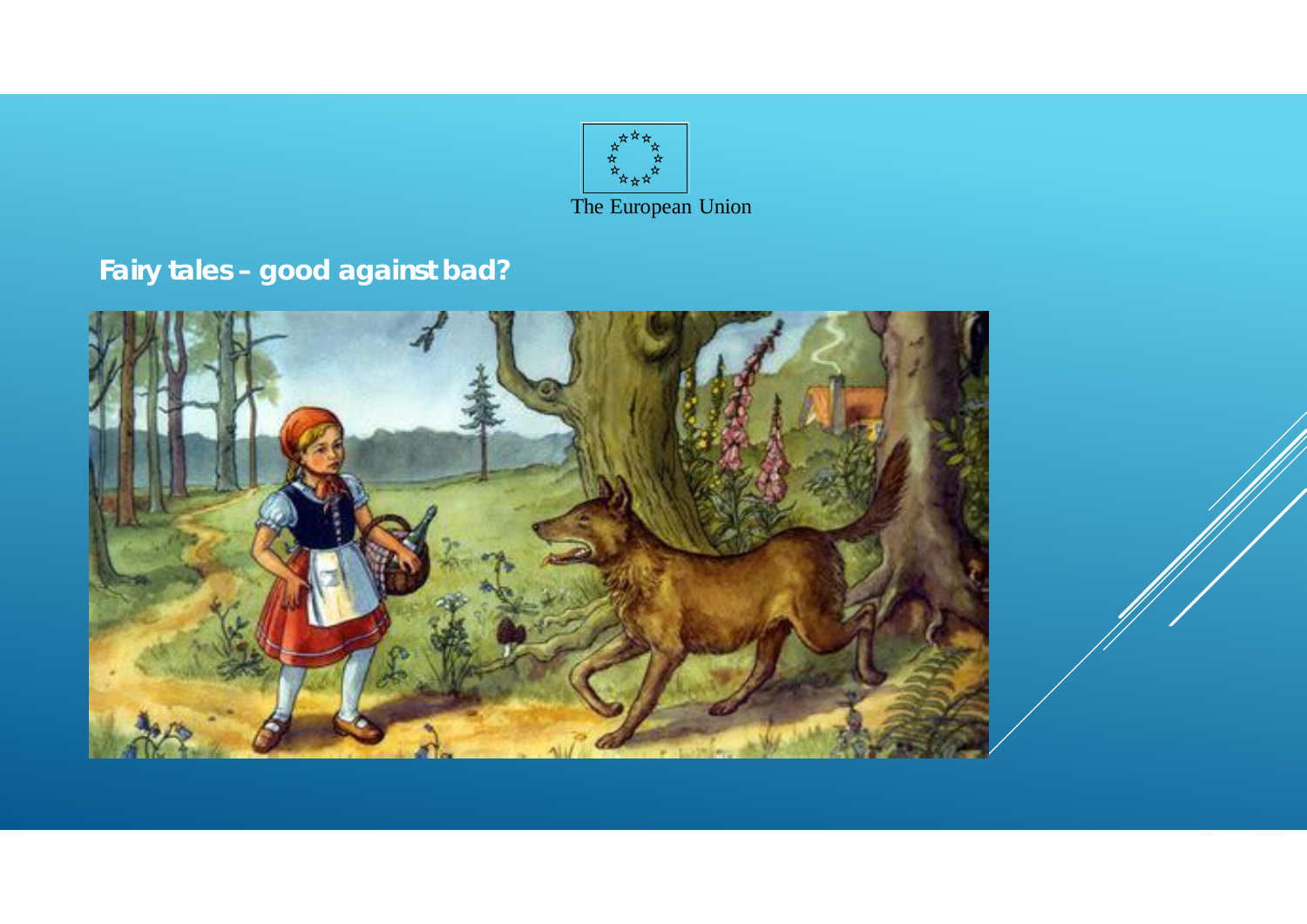The European Union

## Fairy tales – good against bad?